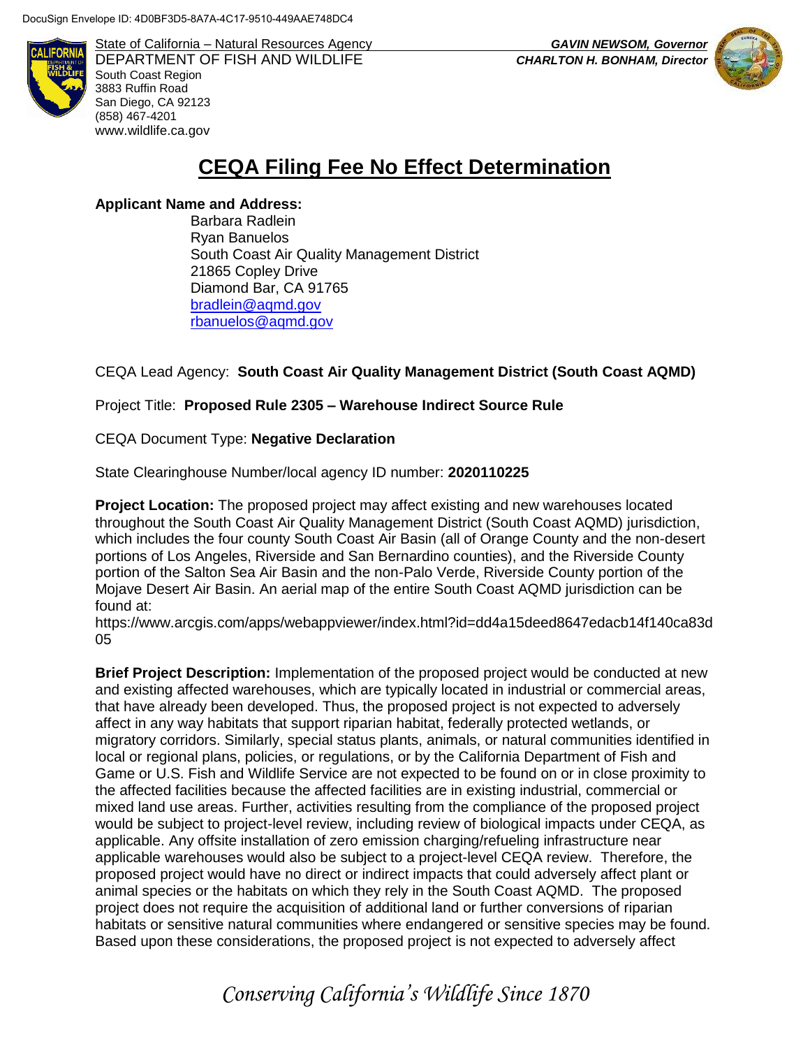DocuSign Envelope ID: 4D0BF3D5-8A7A-4C17-9510-449AAE748DC4

State of California – Natural Resources Agency
DEPARTMENT OF FISH AND WILDLIFE
South Coast Region
3883 Ruffin Road
San Diego, CA 92123
(858) 467-4201
www.wildlife.ca.gov

***GAVIN NEWSOM, Governor***
***CHARLTON H. BONHAM, Director***

# CEQA Filing Fee No Effect Determination

**Applicant Name and Address:**

Barbara Radlein
Ryan Banuelos
South Coast Air Quality Management District
21865 Copley Drive
Diamond Bar, CA 91765
bradlein@aqmd.gov
rbanuelos@aqmd.gov

CEQA Lead Agency: **South Coast Air Quality Management District (South Coast AQMD)**

Project Title: **Proposed Rule 2305 – Warehouse Indirect Source Rule**

CEQA Document Type: **Negative Declaration**

State Clearinghouse Number/local agency ID number: **2020110225**

**Project Location:** The proposed project may affect existing and new warehouses located throughout the South Coast Air Quality Management District (South Coast AQMD) jurisdiction, which includes the four county South Coast Air Basin (all of Orange County and the non-desert portions of Los Angeles, Riverside and San Bernardino counties), and the Riverside County portion of the Salton Sea Air Basin and the non-Palo Verde, Riverside County portion of the Mojave Desert Air Basin. An aerial map of the entire South Coast AQMD jurisdiction can be found at:
https://www.arcgis.com/apps/webappviewer/index.html?id=dd4a15deed8647edacb14f140ca83d05

**Brief Project Description:** Implementation of the proposed project would be conducted at new and existing affected warehouses, which are typically located in industrial or commercial areas, that have already been developed. Thus, the proposed project is not expected to adversely affect in any way habitats that support riparian habitat, federally protected wetlands, or migratory corridors. Similarly, special status plants, animals, or natural communities identified in local or regional plans, policies, or regulations, or by the California Department of Fish and Game or U.S. Fish and Wildlife Service are not expected to be found on or in close proximity to the affected facilities because the affected facilities are in existing industrial, commercial or mixed land use areas. Further, activities resulting from the compliance of the proposed project would be subject to project-level review, including review of biological impacts under CEQA, as applicable. Any offsite installation of zero emission charging/refueling infrastructure near applicable warehouses would also be subject to a project-level CEQA review. Therefore, the proposed project would have no direct or indirect impacts that could adversely affect plant or animal species or the habitats on which they rely in the South Coast AQMD. The proposed project does not require the acquisition of additional land or further conversions of riparian habitats or sensitive natural communities where endangered or sensitive species may be found. Based upon these considerations, the proposed project is not expected to adversely affect

*Conserving California's Wildlife Since 1870*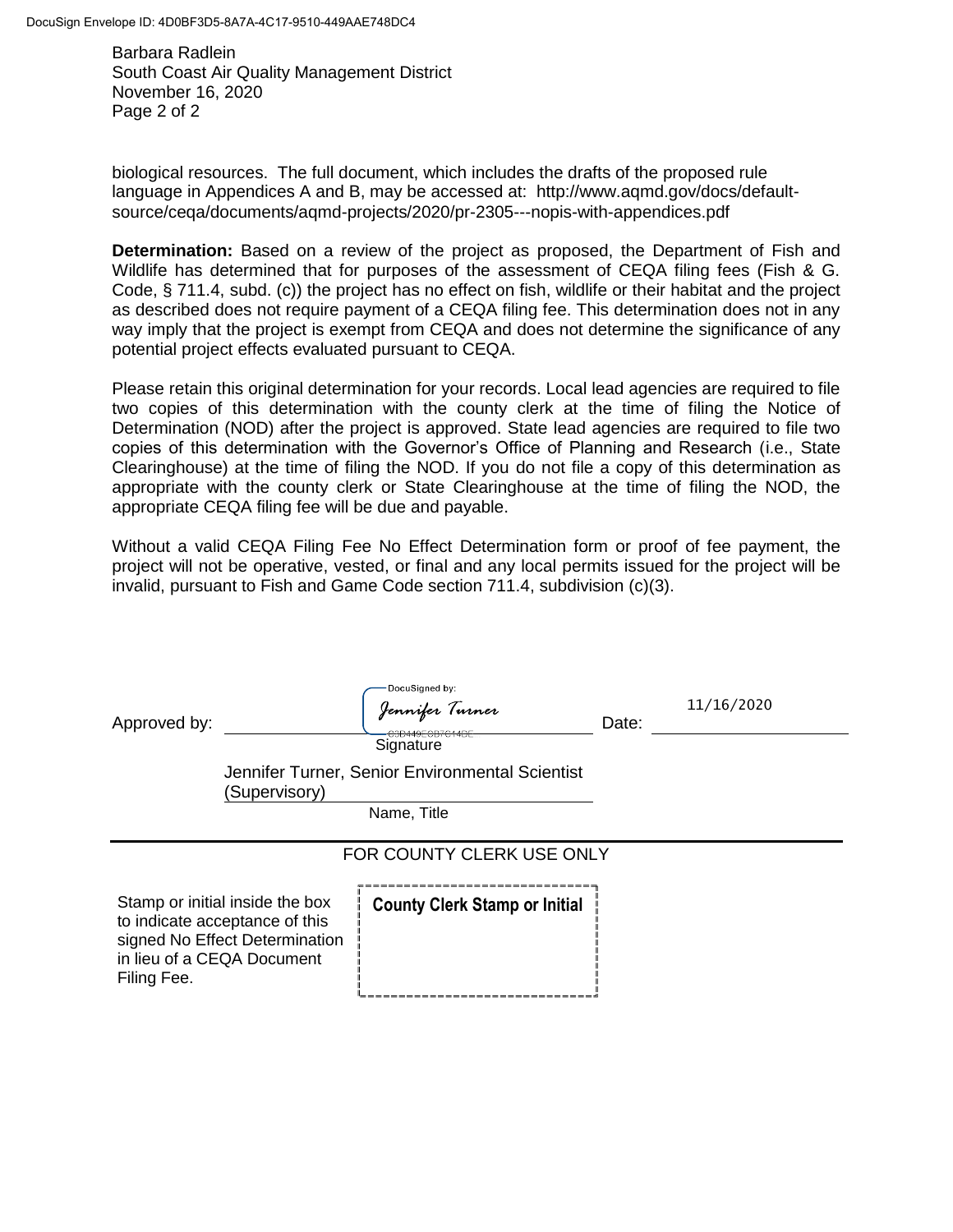biological resources. The full document, which includes the drafts of the proposed rule language in Appendices A and B, may be accessed at: http://www.aqmd.gov/docs/default-source/ceqa/documents/aqmd-projects/2020/pr-2305---nopis-with-appendices.pdf

**Determination:** Based on a review of the project as proposed, the Department of Fish and Wildlife has determined that for purposes of the assessment of CEQA filing fees (Fish & G. Code, § 711.4, subd. (c)) the project has no effect on fish, wildlife or their habitat and the project as described does not require payment of a CEQA filing fee. This determination does not in any way imply that the project is exempt from CEQA and does not determine the significance of any potential project effects evaluated pursuant to CEQA.

Please retain this original determination for your records. Local lead agencies are required to file two copies of this determination with the county clerk at the time of filing the Notice of Determination (NOD) after the project is approved. State lead agencies are required to file two copies of this determination with the Governor's Office of Planning and Research (i.e., State Clearinghouse) at the time of filing the NOD. If you do not file a copy of this determination as appropriate with the county clerk or State Clearinghouse at the time of filing the NOD, the appropriate CEQA filing fee will be due and payable.

Without a valid CEQA Filing Fee No Effect Determination form or proof of fee payment, the project will not be operative, vested, or final and any local permits issued for the project will be invalid, pursuant to Fish and Game Code section 711.4, subdivision (c)(3).

Approved by: DocuSigned by: Jennifer Turner C3D449EC07C14DE  Date: 11/16/2020

Signature

Jennifer Turner, Senior Environmental Scientist (Supervisory)

Name, Title

FOR COUNTY CLERK USE ONLY

Stamp or initial inside the box to indicate acceptance of this signed No Effect Determination in lieu of a CEQA Document Filing Fee.

**County Clerk Stamp or Initial**